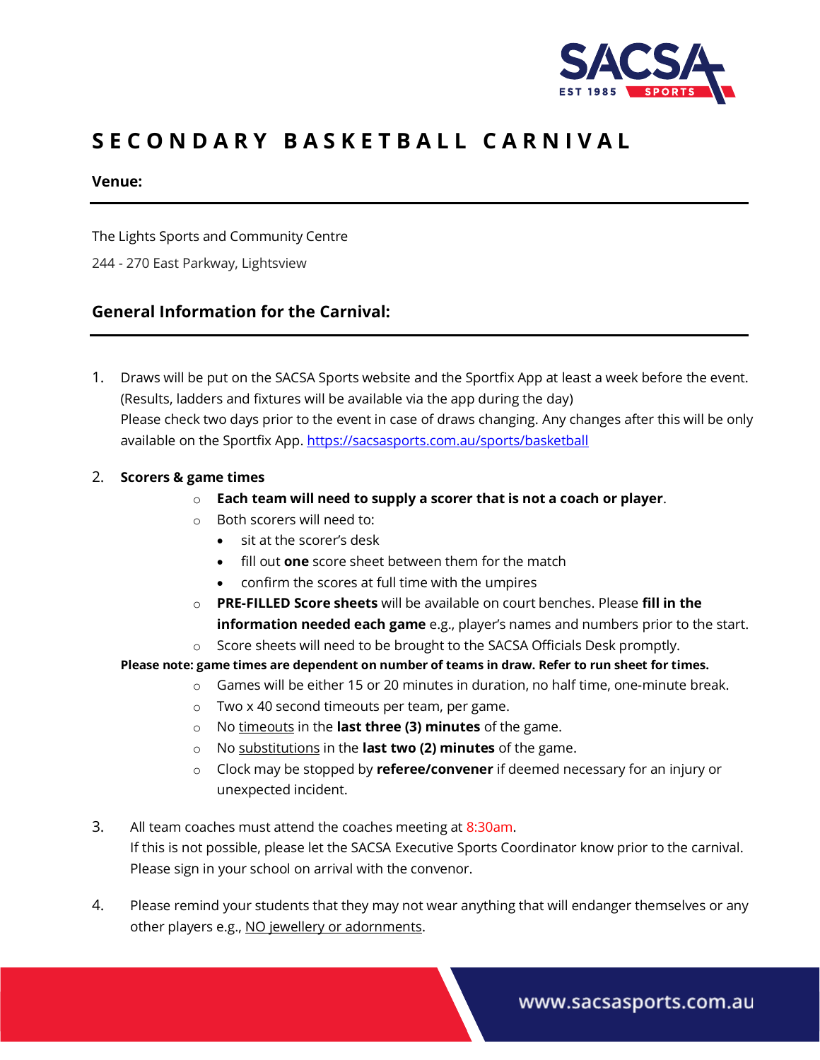# SECONDARY BASKETBALL CARNIVAL

**Venue:**

The Lights Sports and Community Centre

244 - 270 East Parkway, Lightsview

## General Information for the Carnival:

1. Draws will be put on the SACSA Sports website and the Sportfix App at least a week before the event. (Results, ladders and fixtures will be available via the app during the day)
   Please check two days prior to the event in case of draws changing. Any changes after this will be only available on the Sportfix App. https://sacsasports.com.au/sports/basketball

2. **Scorers & game times**
   - **Each team will need to supply a scorer that is not a coach or player**.
   - Both scorers will need to:
     - sit at the scorer's desk
     - fill out **one** score sheet between them for the match
     - confirm the scores at full time with the umpires
   - **PRE-FILLED Score sheets** will be available on court benches. Please **fill in the information needed each game** e.g., player's names and numbers prior to the start.
   - Score sheets will need to be brought to the SACSA Officials Desk promptly.

   **Please note: game times are dependent on number of teams in draw. Refer to run sheet for times.**
   - Games will be either 15 or 20 minutes in duration, no half time, one-minute break.
   - Two x 40 second timeouts per team, per game.
   - No timeouts in the **last three (3) minutes** of the game.
   - No substitutions in the **last two (2) minutes** of the game.
   - Clock may be stopped by **referee/convener** if deemed necessary for an injury or unexpected incident.

3. All team coaches must attend the coaches meeting at 8:30am.
   If this is not possible, please let the SACSA Executive Sports Coordinator know prior to the carnival. Please sign in your school on arrival with the convenor.

4. Please remind your students that they may not wear anything that will endanger themselves or any other players e.g., NO jewellery or adornments.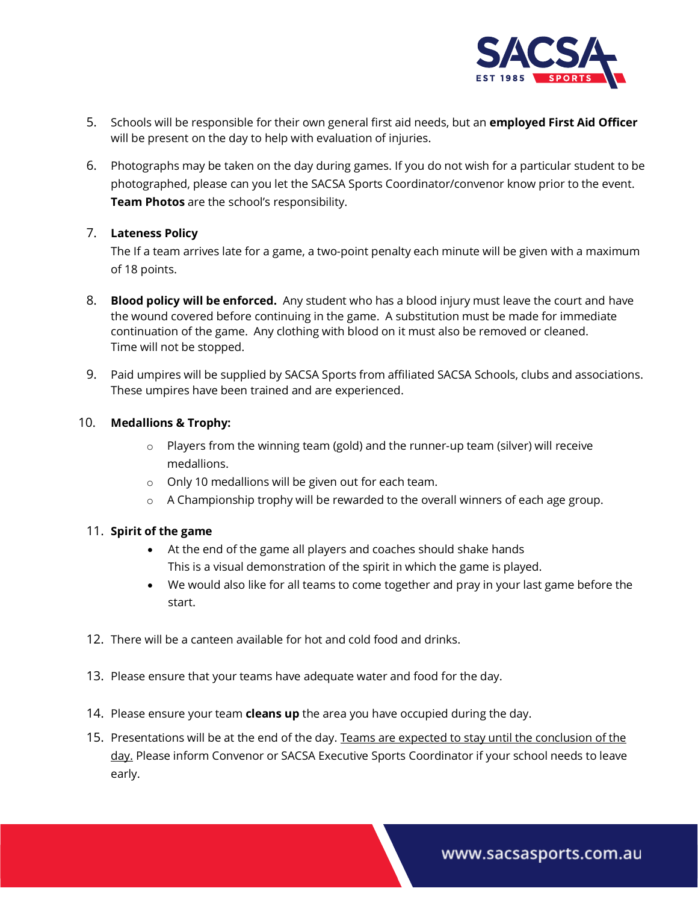5. Schools will be responsible for their own general first aid needs, but an **employed First Aid Officer** will be present on the day to help with evaluation of injuries.

6. Photographs may be taken on the day during games. If you do not wish for a particular student to be photographed, please can you let the SACSA Sports Coordinator/convenor know prior to the event. **Team Photos** are the school's responsibility.

7. **Lateness Policy**
   The If a team arrives late for a game, a two-point penalty each minute will be given with a maximum of 18 points.

8. **Blood policy will be enforced.** Any student who has a blood injury must leave the court and have the wound covered before continuing in the game. A substitution must be made for immediate continuation of the game. Any clothing with blood on it must also be removed or cleaned.
   Time will not be stopped.

9. Paid umpires will be supplied by SACSA Sports from affiliated SACSA Schools, clubs and associations. These umpires have been trained and are experienced.

10. **Medallions & Trophy:**
    - Players from the winning team (gold) and the runner-up team (silver) will receive medallions.
    - Only 10 medallions will be given out for each team.
    - A Championship trophy will be rewarded to the overall winners of each age group.

11. **Spirit of the game**
    - At the end of the game all players and coaches should shake hands
      This is a visual demonstration of the spirit in which the game is played.
    - We would also like for all teams to come together and pray in your last game before the start.

12. There will be a canteen available for hot and cold food and drinks.

13. Please ensure that your teams have adequate water and food for the day.

14. Please ensure your team **cleans up** the area you have occupied during the day.

15. Presentations will be at the end of the day. Teams are expected to stay until the conclusion of the day. Please inform Convenor or SACSA Executive Sports Coordinator if your school needs to leave early.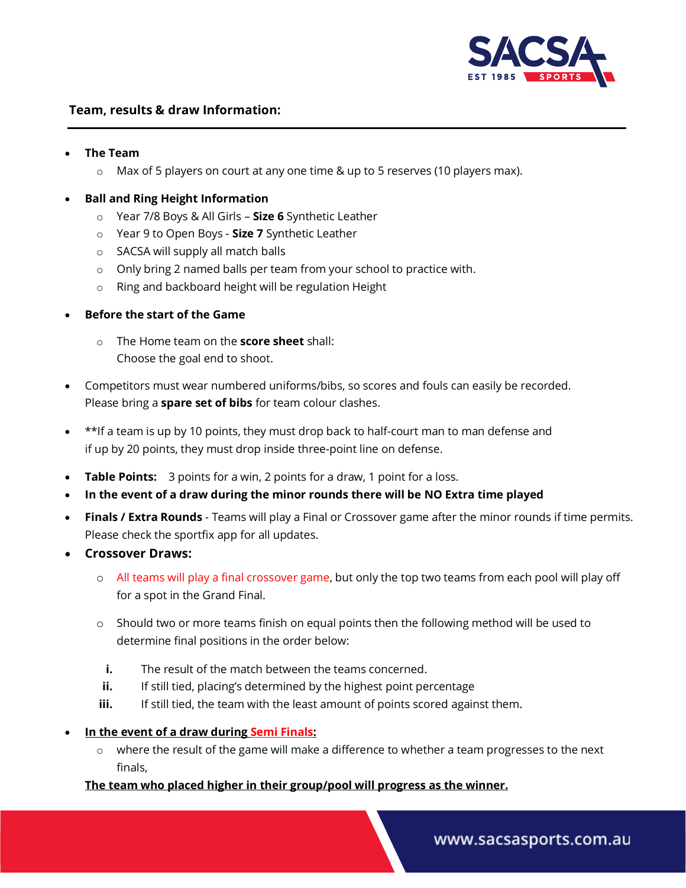### Team, results & draw Information:

- **The Team**
  - Max of 5 players on court at any one time & up to 5 reserves (10 players max).
- **Ball and Ring Height Information**
  - Year 7/8 Boys & All Girls – **Size 6** Synthetic Leather
  - Year 9 to Open Boys - **Size 7** Synthetic Leather
  - SACSA will supply all match balls
  - Only bring 2 named balls per team from your school to practice with.
  - Ring and backboard height will be regulation Height
- **Before the start of the Game**
  - The Home team on the **score sheet** shall:
    Choose the goal end to shoot.
- Competitors must wear numbered uniforms/bibs, so scores and fouls can easily be recorded. Please bring a **spare set of bibs** for team colour clashes.
- **If a team is up by 10 points, they must drop back to half-court man to man defense and if up by 20 points, they must drop inside three-point line on defense.
- **Table Points:** 3 points for a win, 2 points for a draw, 1 point for a loss.
- **In the event of a draw during the minor rounds there will be NO Extra time played**
- **Finals / Extra Rounds** - Teams will play a Final or Crossover game after the minor rounds if time permits. Please check the sportfix app for all updates.
- **Crossover Draws:**
  - All teams will play a final crossover game, but only the top two teams from each pool will play off for a spot in the Grand Final.
  - Should two or more teams finish on equal points then the following method will be used to determine final positions in the order below:
    - i. The result of the match between the teams concerned.
    - ii. If still tied, placing's determined by the highest point percentage
    - iii. If still tied, the team with the least amount of points scored against them.
- **In the event of a draw during Semi Finals:**
  - where the result of the game will make a difference to whether a team progresses to the next finals,

  **The team who placed higher in their group/pool will progress as the winner.**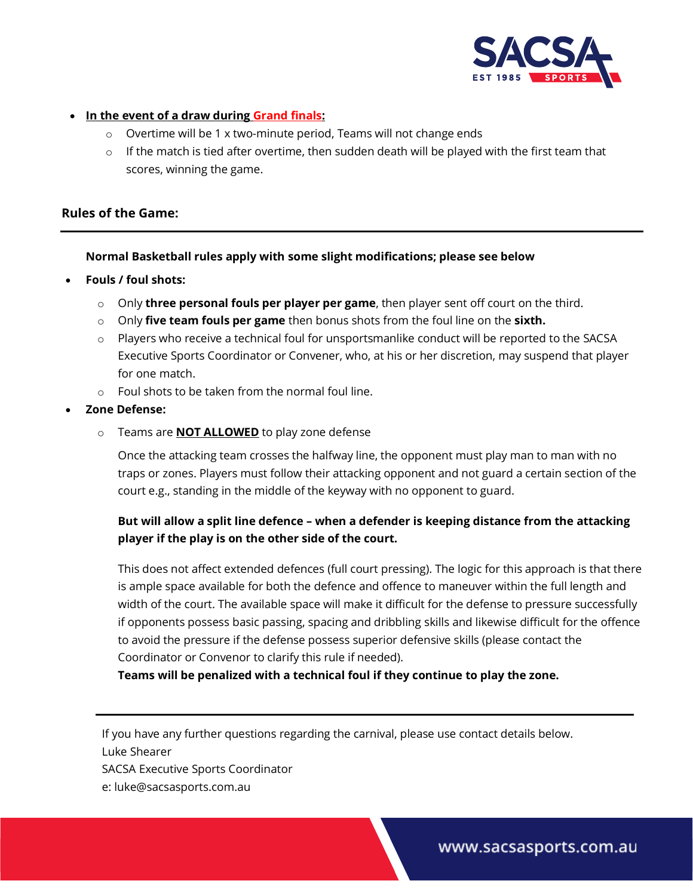- **<u>In the event of a draw during Grand finals:</u>**
  - Overtime will be 1 x two-minute period, Teams will not change ends
  - If the match is tied after overtime, then sudden death will be played with the first team that scores, winning the game.

## Rules of the Game:

**Normal Basketball rules apply with some slight modifications; please see below**

- **Fouls / foul shots:**
  - Only **three personal fouls per player per game**, then player sent off court on the third.
  - Only **five team fouls per game** then bonus shots from the foul line on the **sixth.**
  - Players who receive a technical foul for unsportsmanlike conduct will be reported to the SACSA Executive Sports Coordinator or Convener, who, at his or her discretion, may suspend that player for one match.
  - Foul shots to be taken from the normal foul line.
- **Zone Defense:**
  - Teams are **<u>NOT ALLOWED</u>** to play zone defense

    Once the attacking team crosses the halfway line, the opponent must play man to man with no traps or zones. Players must follow their attacking opponent and not guard a certain section of the court e.g., standing in the middle of the keyway with no opponent to guard.

    **But will allow a split line defence – when a defender is keeping distance from the attacking player if the play is on the other side of the court.**

    This does not affect extended defences (full court pressing). The logic for this approach is that there is ample space available for both the defence and offence to maneuver within the full length and width of the court. The available space will make it difficult for the defense to pressure successfully if opponents possess basic passing, spacing and dribbling skills and likewise difficult for the offence to avoid the pressure if the defense possess superior defensive skills (please contact the Coordinator or Convenor to clarify this rule if needed).
    **Teams will be penalized with a technical foul if they continue to play the zone.**

---

If you have any further questions regarding the carnival, please use contact details below.
Luke Shearer
SACSA Executive Sports Coordinator
e: luke@sacsasports.com.au